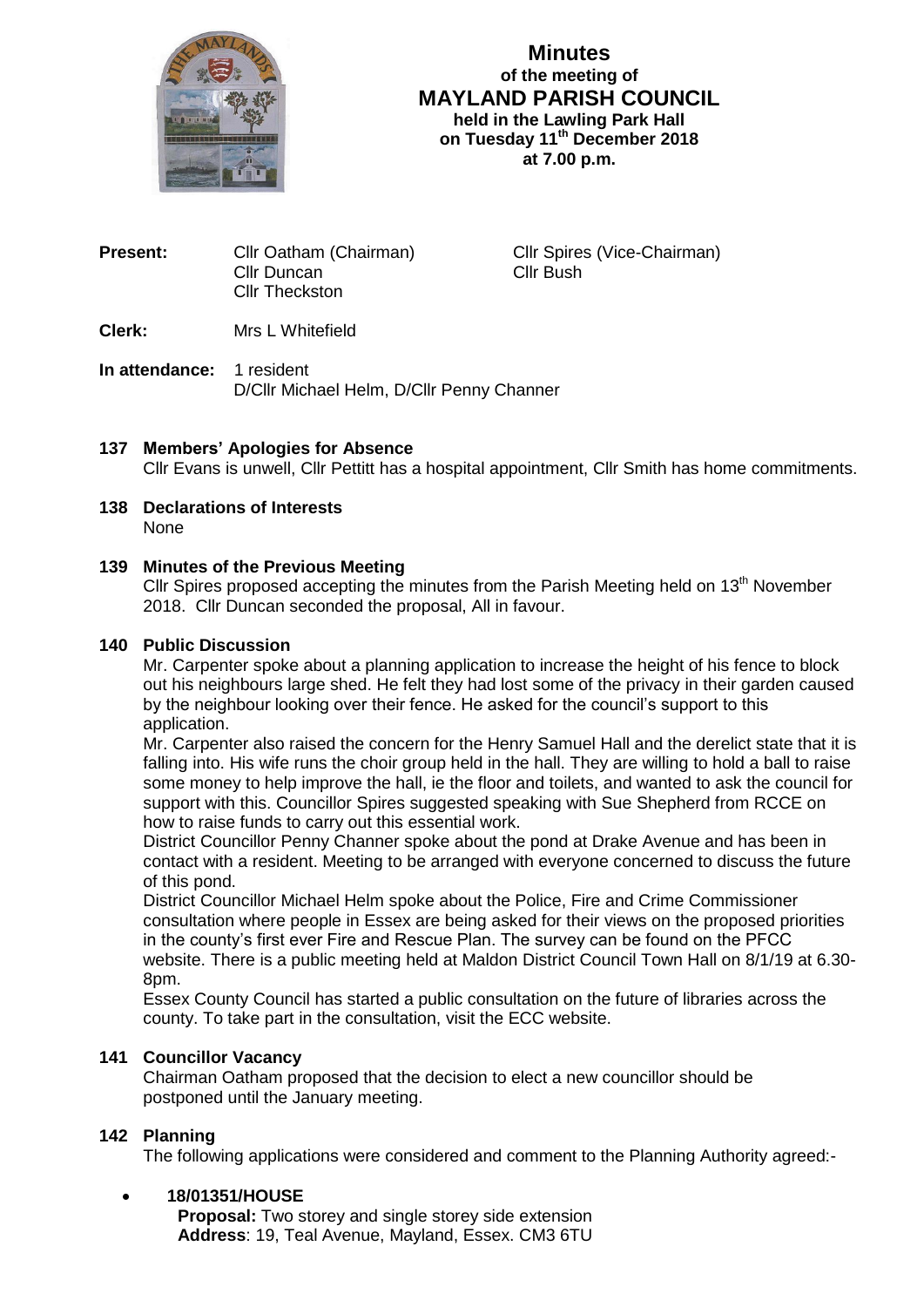# Minutes
**of the meeting of**
# MAYLAND PARISH COUNCIL
**held in the Lawling Park Hall**
**on Tuesday 11th December 2018**
**at 7.00 p.m.**

**Present:** Cllr Oatham (Chairman), Cllr Spires (Vice-Chairman), Cllr Duncan, Cllr Bush, Cllr Theckston

**Clerk:** Mrs L Whitefield

**In attendance:** 1 resident
D/Cllr Michael Helm, D/Cllr Penny Channer

**137 Members' Apologies for Absence**

Cllr Evans is unwell, Cllr Pettitt has a hospital appointment, Cllr Smith has home commitments.

**138 Declarations of Interests**

None

**139 Minutes of the Previous Meeting**

Cllr Spires proposed accepting the minutes from the Parish Meeting held on 13th November 2018. Cllr Duncan seconded the proposal, All in favour.

**140 Public Discussion**

Mr. Carpenter spoke about a planning application to increase the height of his fence to block out his neighbours large shed. He felt they had lost some of the privacy in their garden caused by the neighbour looking over their fence. He asked for the council's support to this application.

Mr. Carpenter also raised the concern for the Henry Samuel Hall and the derelict state that it is falling into. His wife runs the choir group held in the hall. They are willing to hold a ball to raise some money to help improve the hall, ie the floor and toilets, and wanted to ask the council for support with this. Councillor Spires suggested speaking with Sue Shepherd from RCCE on how to raise funds to carry out this essential work.

District Councillor Penny Channer spoke about the pond at Drake Avenue and has been in contact with a resident. Meeting to be arranged with everyone concerned to discuss the future of this pond.

District Councillor Michael Helm spoke about the Police, Fire and Crime Commissioner consultation where people in Essex are being asked for their views on the proposed priorities in the county's first ever Fire and Rescue Plan. The survey can be found on the PFCC website. There is a public meeting held at Maldon District Council Town Hall on 8/1/19 at 6.30-8pm.

Essex County Council has started a public consultation on the future of libraries across the county. To take part in the consultation, visit the ECC website.

**141 Councillor Vacancy**

Chairman Oatham proposed that the decision to elect a new councillor should be postponed until the January meeting.

**142 Planning**

The following applications were considered and comment to the Planning Authority agreed:-

- **18/01351/HOUSE**
  **Proposal:** Two storey and single storey side extension
  **Address**: 19, Teal Avenue, Mayland, Essex. CM3 6TU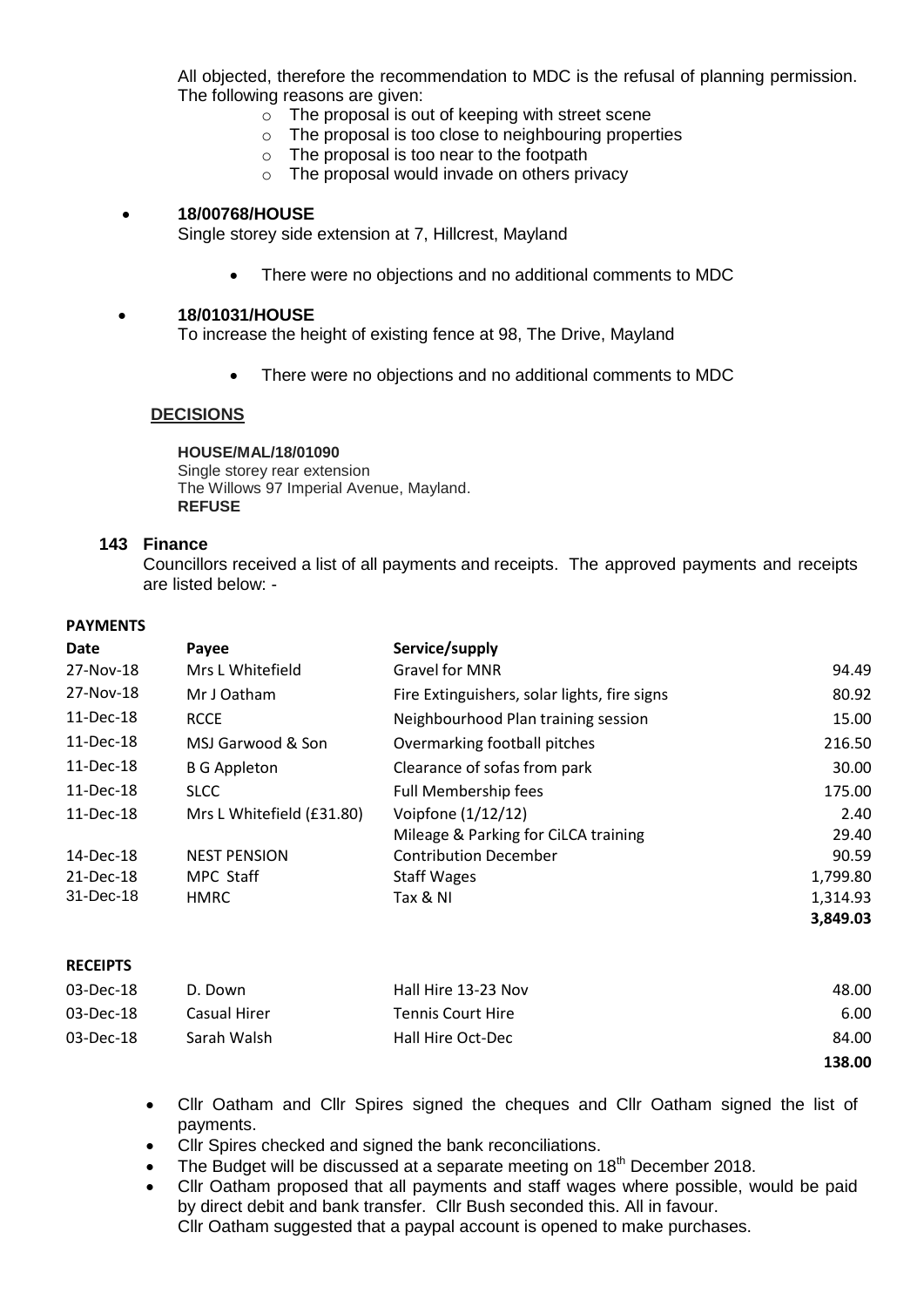All objected, therefore the recommendation to MDC is the refusal of planning permission. The following reasons are given:

- The proposal is out of keeping with street scene
- The proposal is too close to neighbouring properties
- The proposal is too near to the footpath
- The proposal would invade on others privacy

- **18/00768/HOUSE**
  Single storey side extension at 7, Hillcrest, Mayland
  - There were no objections and no additional comments to MDC
- **18/01031/HOUSE**
  To increase the height of existing fence at 98, The Drive, Mayland
  - There were no objections and no additional comments to MDC

**DECISIONS**

**HOUSE/MAL/18/01090**
Single storey rear extension
The Willows 97 Imperial Avenue, Mayland.
**REFUSE**

### 143 Finance

Councillors received a list of all payments and receipts. The approved payments and receipts are listed below: -

**PAYMENTS**

| Date | Payee | Service/supply | |
|---|---|---|---|
| 27-Nov-18 | Mrs L Whitefield | Gravel for MNR | 94.49 |
| 27-Nov-18 | Mr J Oatham | Fire Extinguishers, solar lights, fire signs | 80.92 |
| 11-Dec-18 | RCCE | Neighbourhood Plan training session | 15.00 |
| 11-Dec-18 | MSJ Garwood & Son | Overmarking football pitches | 216.50 |
| 11-Dec-18 | B G Appleton | Clearance of sofas from park | 30.00 |
| 11-Dec-18 | SLCC | Full Membership fees | 175.00 |
| 11-Dec-18 | Mrs L Whitefield (£31.80) | Voipfone (1/12/12) | 2.40 |
| | | Mileage & Parking for CiLCA training | 29.40 |
| 14-Dec-18 | NEST PENSION | Contribution December | 90.59 |
| 21-Dec-18 | MPC Staff | Staff Wages | 1,799.80 |
| 31-Dec-18 | HMRC | Tax & NI | 1,314.93 |
| | | | **3,849.03** |

**RECEIPTS**

| | | | |
|---|---|---|---|
| 03-Dec-18 | D. Down | Hall Hire 13-23 Nov | 48.00 |
| 03-Dec-18 | Casual Hirer | Tennis Court Hire | 6.00 |
| 03-Dec-18 | Sarah Walsh | Hall Hire Oct-Dec | 84.00 |
| | | | **138.00** |

- Cllr Oatham and Cllr Spires signed the cheques and Cllr Oatham signed the list of payments.
- Cllr Spires checked and signed the bank reconciliations.
- The Budget will be discussed at a separate meeting on 18th December 2018.
- Cllr Oatham proposed that all payments and staff wages where possible, would be paid by direct debit and bank transfer. Cllr Bush seconded this. All in favour.
  Cllr Oatham suggested that a paypal account is opened to make purchases.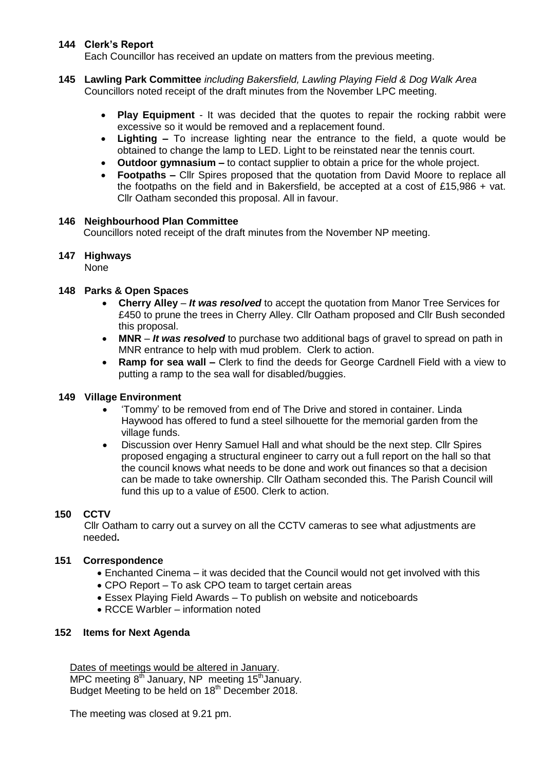**144 Clerk's Report**

Each Councillor has received an update on matters from the previous meeting.

**145 Lawling Park Committee** *including Bakersfield, Lawling Playing Field & Dog Walk Area*

Councillors noted receipt of the draft minutes from the November LPC meeting.

- **Play Equipment** - It was decided that the quotes to repair the rocking rabbit were excessive so it would be removed and a replacement found.
- **Lighting –** To increase lighting near the entrance to the field, a quote would be obtained to change the lamp to LED. Light to be reinstated near the tennis court.
- **Outdoor gymnasium –** to contact supplier to obtain a price for the whole project.
- **Footpaths –** Cllr Spires proposed that the quotation from David Moore to replace all the footpaths on the field and in Bakersfield, be accepted at a cost of £15,986 + vat. Cllr Oatham seconded this proposal. All in favour.

**146 Neighbourhood Plan Committee**

Councillors noted receipt of the draft minutes from the November NP meeting.

**147 Highways**

None

**148 Parks & Open Spaces**

- **Cherry Alley** – ***It was resolved*** to accept the quotation from Manor Tree Services for £450 to prune the trees in Cherry Alley. Cllr Oatham proposed and Cllr Bush seconded this proposal.
- **MNR** – ***It was resolved*** to purchase two additional bags of gravel to spread on path in MNR entrance to help with mud problem. Clerk to action.
- **Ramp for sea wall –** Clerk to find the deeds for George Cardnell Field with a view to putting a ramp to the sea wall for disabled/buggies.

**149 Village Environment**

- 'Tommy' to be removed from end of The Drive and stored in container. Linda Haywood has offered to fund a steel silhouette for the memorial garden from the village funds.
- Discussion over Henry Samuel Hall and what should be the next step. Cllr Spires proposed engaging a structural engineer to carry out a full report on the hall so that the council knows what needs to be done and work out finances so that a decision can be made to take ownership. Cllr Oatham seconded this. The Parish Council will fund this up to a value of £500. Clerk to action.

**150 CCTV**

Cllr Oatham to carry out a survey on all the CCTV cameras to see what adjustments are needed**.**

**151 Correspondence**

- Enchanted Cinema – it was decided that the Council would not get involved with this
- CPO Report – To ask CPO team to target certain areas
- Essex Playing Field Awards – To publish on website and noticeboards
- RCCE Warbler – information noted

**152 Items for Next Agenda**

Dates of meetings would be altered in January.
MPC meeting 8th January, NP meeting 15th January.
Budget Meeting to be held on 18th December 2018.

The meeting was closed at 9.21 pm.